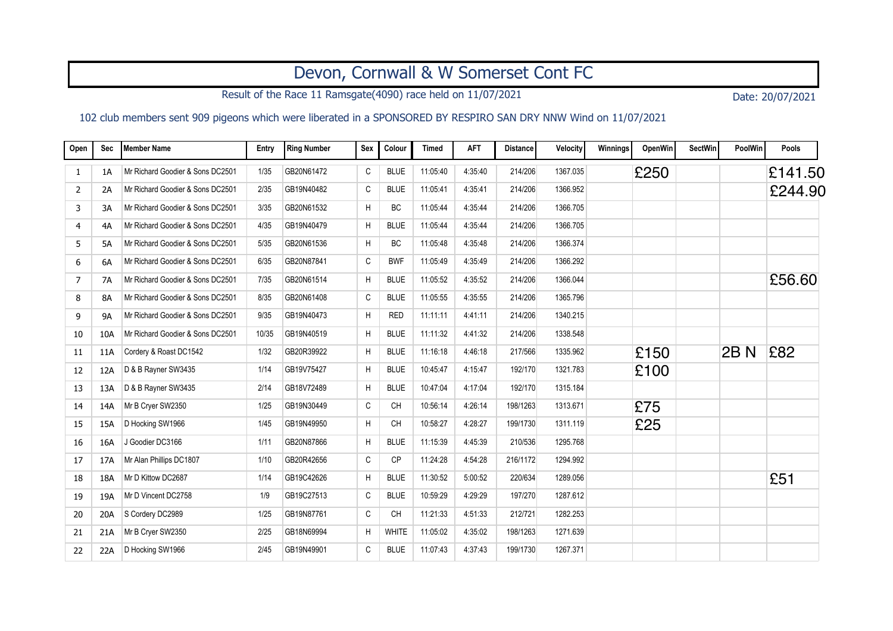# Devon, Cornwall & W Somerset Cont FC

Result of the Race 11 Ramsgate(4090) race held on 11/07/2021

Date: 20/07/2021

102 club members sent 909 pigeons which were liberated in a SPONSORED BY RESPIRO SAN DRY NNW Wind on 11/07/2021

| Open | Sec | Member Name | Entry | Ring Number | Sex | Colour | Timed | AFT | Distance | Velocity | Winnings | OpenWin | SectWin | PoolWin | Pools |
|---|---|---|---|---|---|---|---|---|---|---|---|---|---|---|---|
| 1 | 1A | Mr Richard Goodier & Sons DC2501 | 1/35 | GB20N61472 | C | BLUE | 11:05:40 | 4:35:40 | 214/206 | 1367.035 | | £250 | | | £141.50 |
| 2 | 2A | Mr Richard Goodier & Sons DC2501 | 2/35 | GB19N40482 | C | BLUE | 11:05:41 | 4:35:41 | 214/206 | 1366.952 | | | | | £244.90 |
| 3 | 3A | Mr Richard Goodier & Sons DC2501 | 3/35 | GB20N61532 | H | BC | 11:05:44 | 4:35:44 | 214/206 | 1366.705 | | | | | |
| 4 | 4A | Mr Richard Goodier & Sons DC2501 | 4/35 | GB19N40479 | H | BLUE | 11:05:44 | 4:35:44 | 214/206 | 1366.705 | | | | | |
| 5 | 5A | Mr Richard Goodier & Sons DC2501 | 5/35 | GB20N61536 | H | BC | 11:05:48 | 4:35:48 | 214/206 | 1366.374 | | | | | |
| 6 | 6A | Mr Richard Goodier & Sons DC2501 | 6/35 | GB20N87841 | C | BWF | 11:05:49 | 4:35:49 | 214/206 | 1366.292 | | | | | |
| 7 | 7A | Mr Richard Goodier & Sons DC2501 | 7/35 | GB20N61514 | H | BLUE | 11:05:52 | 4:35:52 | 214/206 | 1366.044 | | | | | £56.60 |
| 8 | 8A | Mr Richard Goodier & Sons DC2501 | 8/35 | GB20N61408 | C | BLUE | 11:05:55 | 4:35:55 | 214/206 | 1365.796 | | | | | |
| 9 | 9A | Mr Richard Goodier & Sons DC2501 | 9/35 | GB19N40473 | H | RED | 11:11:11 | 4:41:11 | 214/206 | 1340.215 | | | | | |
| 10 | 10A | Mr Richard Goodier & Sons DC2501 | 10/35 | GB19N40519 | H | BLUE | 11:11:32 | 4:41:32 | 214/206 | 1338.548 | | | | | |
| 11 | 11A | Cordery & Roast DC1542 | 1/32 | GB20R39922 | H | BLUE | 11:16:18 | 4:46:18 | 217/566 | 1335.962 | | £150 | | 2B N | £82 |
| 12 | 12A | D & B Rayner SW3435 | 1/14 | GB19V75427 | H | BLUE | 10:45:47 | 4:15:47 | 192/170 | 1321.783 | | £100 | | | |
| 13 | 13A | D & B Rayner SW3435 | 2/14 | GB18V72489 | H | BLUE | 10:47:04 | 4:17:04 | 192/170 | 1315.184 | | | | | |
| 14 | 14A | Mr B Cryer SW2350 | 1/25 | GB19N30449 | C | CH | 10:56:14 | 4:26:14 | 198/1263 | 1313.671 | | £75 | | | |
| 15 | 15A | D Hocking SW1966 | 1/45 | GB19N49950 | H | CH | 10:58:27 | 4:28:27 | 199/1730 | 1311.119 | | £25 | | | |
| 16 | 16A | J Goodier DC3166 | 1/11 | GB20N87866 | H | BLUE | 11:15:39 | 4:45:39 | 210/536 | 1295.768 | | | | | |
| 17 | 17A | Mr Alan Phillips DC1807 | 1/10 | GB20R42656 | C | CP | 11:24:28 | 4:54:28 | 216/1172 | 1294.992 | | | | | |
| 18 | 18A | Mr D Kittow DC2687 | 1/14 | GB19C42626 | H | BLUE | 11:30:52 | 5:00:52 | 220/634 | 1289.056 | | | | | £51 |
| 19 | 19A | Mr D Vincent DC2758 | 1/9 | GB19C27513 | C | BLUE | 10:59:29 | 4:29:29 | 197/270 | 1287.612 | | | | | |
| 20 | 20A | S Cordery DC2989 | 1/25 | GB19N87761 | C | CH | 11:21:33 | 4:51:33 | 212/721 | 1282.253 | | | | | |
| 21 | 21A | Mr B Cryer SW2350 | 2/25 | GB18N69994 | H | WHITE | 11:05:02 | 4:35:02 | 198/1263 | 1271.639 | | | | | |
| 22 | 22A | D Hocking SW1966 | 2/45 | GB19N49901 | C | BLUE | 11:07:43 | 4:37:43 | 199/1730 | 1267.371 | | | | | |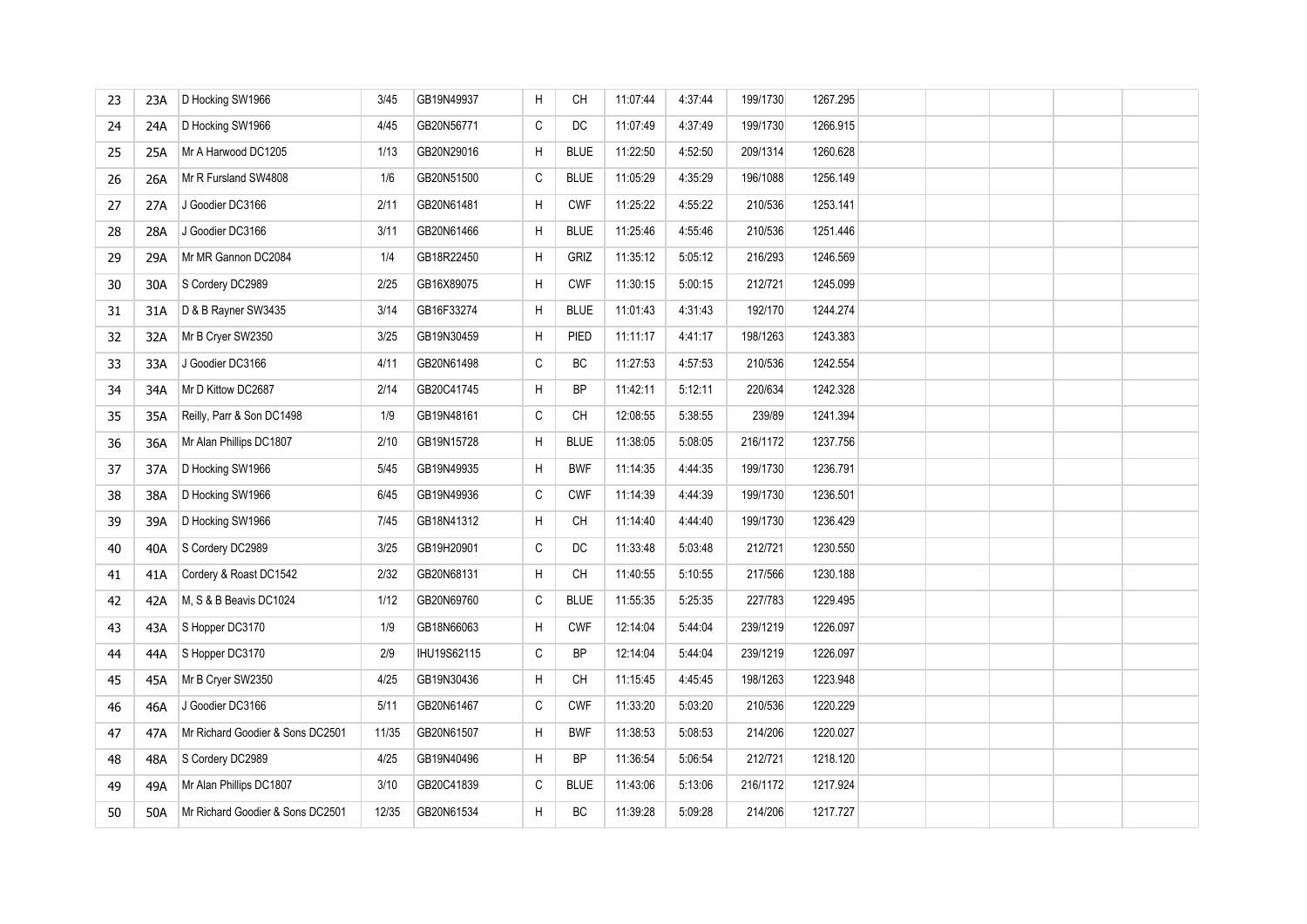| | | | | | | | | | | | | | | | |
|---|---|---|---|---|---|---|---|---|---|---|---|---|---|---|---|
| 23 | 23A | D Hocking SW1966 | 3/45 | GB19N49937 | H | CH | 11:07:44 | 4:37:44 | 199/1730 | 1267.295 | | | | | |
| 24 | 24A | D Hocking SW1966 | 4/45 | GB20N56771 | C | DC | 11:07:49 | 4:37:49 | 199/1730 | 1266.915 | | | | | |
| 25 | 25A | Mr A Harwood DC1205 | 1/13 | GB20N29016 | H | BLUE | 11:22:50 | 4:52:50 | 209/1314 | 1260.628 | | | | | |
| 26 | 26A | Mr R Fursland SW4808 | 1/6 | GB20N51500 | C | BLUE | 11:05:29 | 4:35:29 | 196/1088 | 1256.149 | | | | | |
| 27 | 27A | J Goodier DC3166 | 2/11 | GB20N61481 | H | CWF | 11:25:22 | 4:55:22 | 210/536 | 1253.141 | | | | | |
| 28 | 28A | J Goodier DC3166 | 3/11 | GB20N61466 | H | BLUE | 11:25:46 | 4:55:46 | 210/536 | 1251.446 | | | | | |
| 29 | 29A | Mr MR Gannon DC2084 | 1/4 | GB18R22450 | H | GRIZ | 11:35:12 | 5:05:12 | 216/293 | 1246.569 | | | | | |
| 30 | 30A | S Cordery DC2989 | 2/25 | GB16X89075 | H | CWF | 11:30:15 | 5:00:15 | 212/721 | 1245.099 | | | | | |
| 31 | 31A | D & B Rayner SW3435 | 3/14 | GB16F33274 | H | BLUE | 11:01:43 | 4:31:43 | 192/170 | 1244.274 | | | | | |
| 32 | 32A | Mr B Cryer SW2350 | 3/25 | GB19N30459 | H | PIED | 11:11:17 | 4:41:17 | 198/1263 | 1243.383 | | | | | |
| 33 | 33A | J Goodier DC3166 | 4/11 | GB20N61498 | C | BC | 11:27:53 | 4:57:53 | 210/536 | 1242.554 | | | | | |
| 34 | 34A | Mr D Kittow DC2687 | 2/14 | GB20C41745 | H | BP | 11:42:11 | 5:12:11 | 220/634 | 1242.328 | | | | | |
| 35 | 35A | Reilly, Parr & Son DC1498 | 1/9 | GB19N48161 | C | CH | 12:08:55 | 5:38:55 | 239/89 | 1241.394 | | | | | |
| 36 | 36A | Mr Alan Phillips DC1807 | 2/10 | GB19N15728 | H | BLUE | 11:38:05 | 5:08:05 | 216/1172 | 1237.756 | | | | | |
| 37 | 37A | D Hocking SW1966 | 5/45 | GB19N49935 | H | BWF | 11:14:35 | 4:44:35 | 199/1730 | 1236.791 | | | | | |
| 38 | 38A | D Hocking SW1966 | 6/45 | GB19N49936 | C | CWF | 11:14:39 | 4:44:39 | 199/1730 | 1236.501 | | | | | |
| 39 | 39A | D Hocking SW1966 | 7/45 | GB18N41312 | H | CH | 11:14:40 | 4:44:40 | 199/1730 | 1236.429 | | | | | |
| 40 | 40A | S Cordery DC2989 | 3/25 | GB19H20901 | C | DC | 11:33:48 | 5:03:48 | 212/721 | 1230.550 | | | | | |
| 41 | 41A | Cordery & Roast DC1542 | 2/32 | GB20N68131 | H | CH | 11:40:55 | 5:10:55 | 217/566 | 1230.188 | | | | | |
| 42 | 42A | M, S & B Beavis DC1024 | 1/12 | GB20N69760 | C | BLUE | 11:55:35 | 5:25:35 | 227/783 | 1229.495 | | | | | |
| 43 | 43A | S Hopper DC3170 | 1/9 | GB18N66063 | H | CWF | 12:14:04 | 5:44:04 | 239/1219 | 1226.097 | | | | | |
| 44 | 44A | S Hopper DC3170 | 2/9 | IHU19S62115 | C | BP | 12:14:04 | 5:44:04 | 239/1219 | 1226.097 | | | | | |
| 45 | 45A | Mr B Cryer SW2350 | 4/25 | GB19N30436 | H | CH | 11:15:45 | 4:45:45 | 198/1263 | 1223.948 | | | | | |
| 46 | 46A | J Goodier DC3166 | 5/11 | GB20N61467 | C | CWF | 11:33:20 | 5:03:20 | 210/536 | 1220.229 | | | | | |
| 47 | 47A | Mr Richard Goodier & Sons DC2501 | 11/35 | GB20N61507 | H | BWF | 11:38:53 | 5:08:53 | 214/206 | 1220.027 | | | | | |
| 48 | 48A | S Cordery DC2989 | 4/25 | GB19N40496 | H | BP | 11:36:54 | 5:06:54 | 212/721 | 1218.120 | | | | | |
| 49 | 49A | Mr Alan Phillips DC1807 | 3/10 | GB20C41839 | C | BLUE | 11:43:06 | 5:13:06 | 216/1172 | 1217.924 | | | | | |
| 50 | 50A | Mr Richard Goodier & Sons DC2501 | 12/35 | GB20N61534 | H | BC | 11:39:28 | 5:09:28 | 214/206 | 1217.727 | | | | | |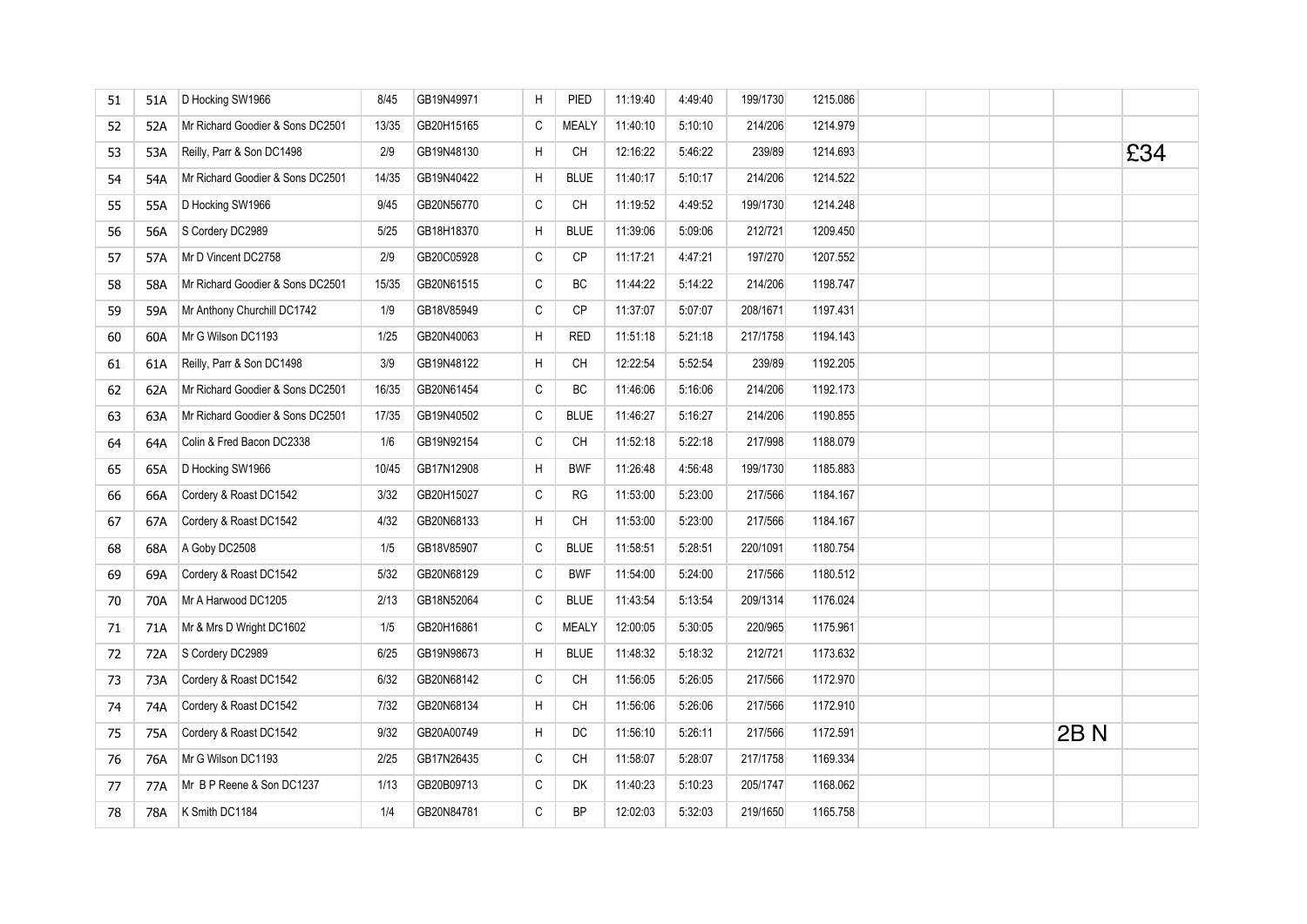| | | | | | | | | | | | | | | | |
|---|---|---|---|---|---|---|---|---|---|---|---|---|---|---|---|
| 51 | 51A | D Hocking SW1966 | 8/45 | GB19N49971 | H | PIED | 11:19:40 | 4:49:40 | 199/1730 | 1215.086 | | | | | |
| 52 | 52A | Mr Richard Goodier & Sons DC2501 | 13/35 | GB20H15165 | C | MEALY | 11:40:10 | 5:10:10 | 214/206 | 1214.979 | | | | | |
| 53 | 53A | Reilly, Parr & Son DC1498 | 2/9 | GB19N48130 | H | CH | 12:16:22 | 5:46:22 | 239/89 | 1214.693 | | | | | £34 |
| 54 | 54A | Mr Richard Goodier & Sons DC2501 | 14/35 | GB19N40422 | H | BLUE | 11:40:17 | 5:10:17 | 214/206 | 1214.522 | | | | | |
| 55 | 55A | D Hocking SW1966 | 9/45 | GB20N56770 | C | CH | 11:19:52 | 4:49:52 | 199/1730 | 1214.248 | | | | | |
| 56 | 56A | S Cordery DC2989 | 5/25 | GB18H18370 | H | BLUE | 11:39:06 | 5:09:06 | 212/721 | 1209.450 | | | | | |
| 57 | 57A | Mr D Vincent DC2758 | 2/9 | GB20C05928 | C | CP | 11:17:21 | 4:47:21 | 197/270 | 1207.552 | | | | | |
| 58 | 58A | Mr Richard Goodier & Sons DC2501 | 15/35 | GB20N61515 | C | BC | 11:44:22 | 5:14:22 | 214/206 | 1198.747 | | | | | |
| 59 | 59A | Mr Anthony Churchill DC1742 | 1/9 | GB18V85949 | C | CP | 11:37:07 | 5:07:07 | 208/1671 | 1197.431 | | | | | |
| 60 | 60A | Mr G Wilson DC1193 | 1/25 | GB20N40063 | H | RED | 11:51:18 | 5:21:18 | 217/1758 | 1194.143 | | | | | |
| 61 | 61A | Reilly, Parr & Son DC1498 | 3/9 | GB19N48122 | H | CH | 12:22:54 | 5:52:54 | 239/89 | 1192.205 | | | | | |
| 62 | 62A | Mr Richard Goodier & Sons DC2501 | 16/35 | GB20N61454 | C | BC | 11:46:06 | 5:16:06 | 214/206 | 1192.173 | | | | | |
| 63 | 63A | Mr Richard Goodier & Sons DC2501 | 17/35 | GB19N40502 | C | BLUE | 11:46:27 | 5:16:27 | 214/206 | 1190.855 | | | | | |
| 64 | 64A | Colin & Fred Bacon DC2338 | 1/6 | GB19N92154 | C | CH | 11:52:18 | 5:22:18 | 217/998 | 1188.079 | | | | | |
| 65 | 65A | D Hocking SW1966 | 10/45 | GB17N12908 | H | BWF | 11:26:48 | 4:56:48 | 199/1730 | 1185.883 | | | | | |
| 66 | 66A | Cordery & Roast DC1542 | 3/32 | GB20H15027 | C | RG | 11:53:00 | 5:23:00 | 217/566 | 1184.167 | | | | | |
| 67 | 67A | Cordery & Roast DC1542 | 4/32 | GB20N68133 | H | CH | 11:53:00 | 5:23:00 | 217/566 | 1184.167 | | | | | |
| 68 | 68A | A Goby DC2508 | 1/5 | GB18V85907 | C | BLUE | 11:58:51 | 5:28:51 | 220/1091 | 1180.754 | | | | | |
| 69 | 69A | Cordery & Roast DC1542 | 5/32 | GB20N68129 | C | BWF | 11:54:00 | 5:24:00 | 217/566 | 1180.512 | | | | | |
| 70 | 70A | Mr A Harwood DC1205 | 2/13 | GB18N52064 | C | BLUE | 11:43:54 | 5:13:54 | 209/1314 | 1176.024 | | | | | |
| 71 | 71A | Mr & Mrs D Wright DC1602 | 1/5 | GB20H16861 | C | MEALY | 12:00:05 | 5:30:05 | 220/965 | 1175.961 | | | | | |
| 72 | 72A | S Cordery DC2989 | 6/25 | GB19N98673 | H | BLUE | 11:48:32 | 5:18:32 | 212/721 | 1173.632 | | | | | |
| 73 | 73A | Cordery & Roast DC1542 | 6/32 | GB20N68142 | C | CH | 11:56:05 | 5:26:05 | 217/566 | 1172.970 | | | | | |
| 74 | 74A | Cordery & Roast DC1542 | 7/32 | GB20N68134 | H | CH | 11:56:06 | 5:26:06 | 217/566 | 1172.910 | | | | | |
| 75 | 75A | Cordery & Roast DC1542 | 9/32 | GB20A00749 | H | DC | 11:56:10 | 5:26:11 | 217/566 | 1172.591 | | | | 2B N | |
| 76 | 76A | Mr G Wilson DC1193 | 2/25 | GB17N26435 | C | CH | 11:58:07 | 5:28:07 | 217/1758 | 1169.334 | | | | | |
| 77 | 77A | Mr B P Reene & Son DC1237 | 1/13 | GB20B09713 | C | DK | 11:40:23 | 5:10:23 | 205/1747 | 1168.062 | | | | | |
| 78 | 78A | K Smith DC1184 | 1/4 | GB20N84781 | C | BP | 12:02:03 | 5:32:03 | 219/1650 | 1165.758 | | | | | |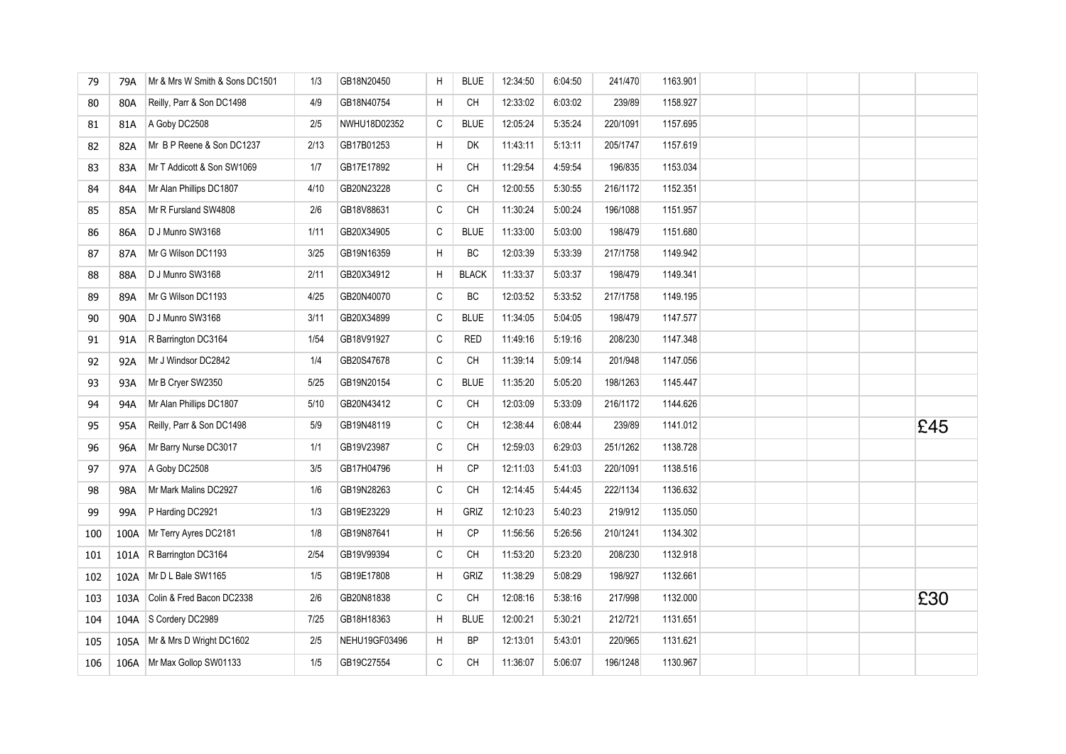| | | | | | | | | | | | | | | |
|---|---|---|---|---|---|---|---|---|---|---|---|---|---|---|
| 79 | 79A | Mr & Mrs W Smith & Sons DC1501 | 1/3 | GB18N20450 | H | BLUE | 12:34:50 | 6:04:50 | 241/470 | 1163.901 | | | | |
| 80 | 80A | Reilly, Parr & Son DC1498 | 4/9 | GB18N40754 | H | CH | 12:33:02 | 6:03:02 | 239/89 | 1158.927 | | | | |
| 81 | 81A | A Goby DC2508 | 2/5 | NWHU18D02352 | C | BLUE | 12:05:24 | 5:35:24 | 220/1091 | 1157.695 | | | | |
| 82 | 82A | Mr B P Reene & Son DC1237 | 2/13 | GB17B01253 | H | DK | 11:43:11 | 5:13:11 | 205/1747 | 1157.619 | | | | |
| 83 | 83A | Mr T Addicott & Son SW1069 | 1/7 | GB17E17892 | H | CH | 11:29:54 | 4:59:54 | 196/835 | 1153.034 | | | | |
| 84 | 84A | Mr Alan Phillips DC1807 | 4/10 | GB20N23228 | C | CH | 12:00:55 | 5:30:55 | 216/1172 | 1152.351 | | | | |
| 85 | 85A | Mr R Fursland SW4808 | 2/6 | GB18V88631 | C | CH | 11:30:24 | 5:00:24 | 196/1088 | 1151.957 | | | | |
| 86 | 86A | D J Munro SW3168 | 1/11 | GB20X34905 | C | BLUE | 11:33:00 | 5:03:00 | 198/479 | 1151.680 | | | | |
| 87 | 87A | Mr G Wilson DC1193 | 3/25 | GB19N16359 | H | BC | 12:03:39 | 5:33:39 | 217/1758 | 1149.942 | | | | |
| 88 | 88A | D J Munro SW3168 | 2/11 | GB20X34912 | H | BLACK | 11:33:37 | 5:03:37 | 198/479 | 1149.341 | | | | |
| 89 | 89A | Mr G Wilson DC1193 | 4/25 | GB20N40070 | C | BC | 12:03:52 | 5:33:52 | 217/1758 | 1149.195 | | | | |
| 90 | 90A | D J Munro SW3168 | 3/11 | GB20X34899 | C | BLUE | 11:34:05 | 5:04:05 | 198/479 | 1147.577 | | | | |
| 91 | 91A | R Barrington DC3164 | 1/54 | GB18V91927 | C | RED | 11:49:16 | 5:19:16 | 208/230 | 1147.348 | | | | |
| 92 | 92A | Mr J Windsor DC2842 | 1/4 | GB20S47678 | C | CH | 11:39:14 | 5:09:14 | 201/948 | 1147.056 | | | | |
| 93 | 93A | Mr B Cryer SW2350 | 5/25 | GB19N20154 | C | BLUE | 11:35:20 | 5:05:20 | 198/1263 | 1145.447 | | | | |
| 94 | 94A | Mr Alan Phillips DC1807 | 5/10 | GB20N43412 | C | CH | 12:03:09 | 5:33:09 | 216/1172 | 1144.626 | | | | |
| 95 | 95A | Reilly, Parr & Son DC1498 | 5/9 | GB19N48119 | C | CH | 12:38:44 | 6:08:44 | 239/89 | 1141.012 | | | | £45 |
| 96 | 96A | Mr Barry Nurse DC3017 | 1/1 | GB19V23987 | C | CH | 12:59:03 | 6:29:03 | 251/1262 | 1138.728 | | | | |
| 97 | 97A | A Goby DC2508 | 3/5 | GB17H04796 | H | CP | 12:11:03 | 5:41:03 | 220/1091 | 1138.516 | | | | |
| 98 | 98A | Mr Mark Malins DC2927 | 1/6 | GB19N28263 | C | CH | 12:14:45 | 5:44:45 | 222/1134 | 1136.632 | | | | |
| 99 | 99A | P Harding DC2921 | 1/3 | GB19E23229 | H | GRIZ | 12:10:23 | 5:40:23 | 219/912 | 1135.050 | | | | |
| 100 | 100A | Mr Terry Ayres DC2181 | 1/8 | GB19N87641 | H | CP | 11:56:56 | 5:26:56 | 210/1241 | 1134.302 | | | | |
| 101 | 101A | R Barrington DC3164 | 2/54 | GB19V99394 | C | CH | 11:53:20 | 5:23:20 | 208/230 | 1132.918 | | | | |
| 102 | 102A | Mr D L Bale SW1165 | 1/5 | GB19E17808 | H | GRIZ | 11:38:29 | 5:08:29 | 198/927 | 1132.661 | | | | |
| 103 | 103A | Colin & Fred Bacon DC2338 | 2/6 | GB20N81838 | C | CH | 12:08:16 | 5:38:16 | 217/998 | 1132.000 | | | | £30 |
| 104 | 104A | S Cordery DC2989 | 7/25 | GB18H18363 | H | BLUE | 12:00:21 | 5:30:21 | 212/721 | 1131.651 | | | | |
| 105 | 105A | Mr & Mrs D Wright DC1602 | 2/5 | NEHU19GF03496 | H | BP | 12:13:01 | 5:43:01 | 220/965 | 1131.621 | | | | |
| 106 | 106A | Mr Max Gollop SW01133 | 1/5 | GB19C27554 | C | CH | 11:36:07 | 5:06:07 | 196/1248 | 1130.967 | | | | |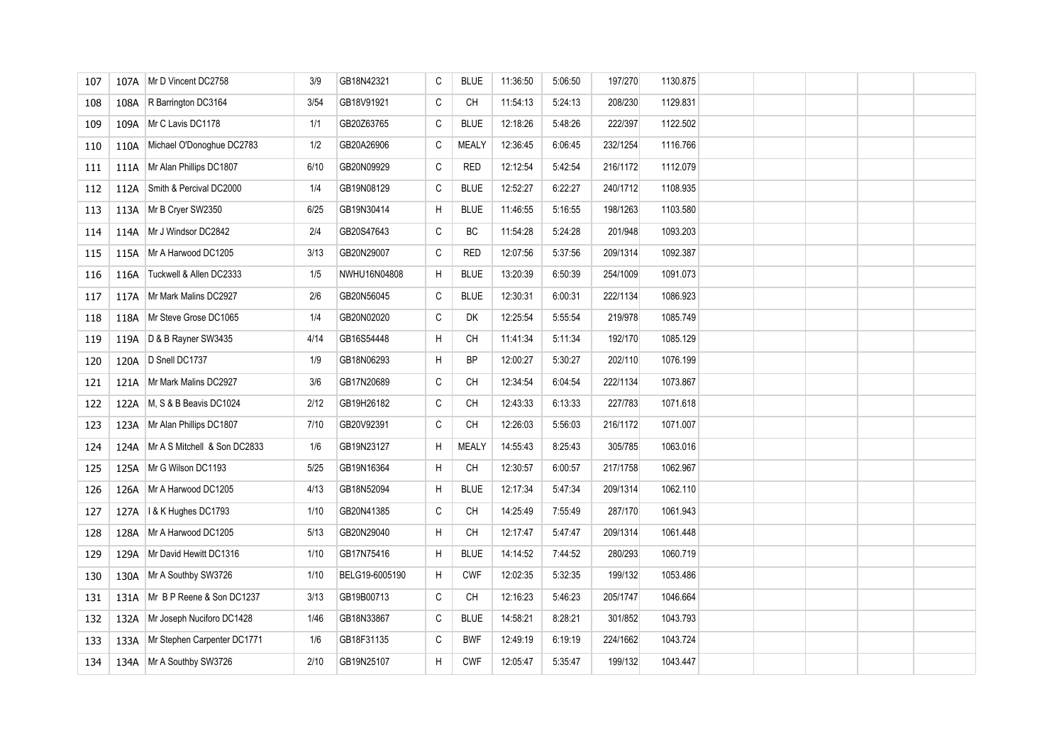| | | | | | | | | | | | | | | | |
|---|---|---|---|---|---|---|---|---|---|---|---|---|---|---|---|
| 107 | 107A | Mr D Vincent DC2758 | 3/9 | GB18N42321 | C | BLUE | 11:36:50 | 5:06:50 | 197/270 | 1130.875 | | | | | |
| 108 | 108A | R Barrington DC3164 | 3/54 | GB18V91921 | C | CH | 11:54:13 | 5:24:13 | 208/230 | 1129.831 | | | | | |
| 109 | 109A | Mr C Lavis DC1178 | 1/1 | GB20Z63765 | C | BLUE | 12:18:26 | 5:48:26 | 222/397 | 1122.502 | | | | | |
| 110 | 110A | Michael O'Donoghue DC2783 | 1/2 | GB20A26906 | C | MEALY | 12:36:45 | 6:06:45 | 232/1254 | 1116.766 | | | | | |
| 111 | 111A | Mr Alan Phillips DC1807 | 6/10 | GB20N09929 | C | RED | 12:12:54 | 5:42:54 | 216/1172 | 1112.079 | | | | | |
| 112 | 112A | Smith & Percival DC2000 | 1/4 | GB19N08129 | C | BLUE | 12:52:27 | 6:22:27 | 240/1712 | 1108.935 | | | | | |
| 113 | 113A | Mr B Cryer SW2350 | 6/25 | GB19N30414 | H | BLUE | 11:46:55 | 5:16:55 | 198/1263 | 1103.580 | | | | | |
| 114 | 114A | Mr J Windsor DC2842 | 2/4 | GB20S47643 | C | BC | 11:54:28 | 5:24:28 | 201/948 | 1093.203 | | | | | |
| 115 | 115A | Mr A Harwood DC1205 | 3/13 | GB20N29007 | C | RED | 12:07:56 | 5:37:56 | 209/1314 | 1092.387 | | | | | |
| 116 | 116A | Tuckwell & Allen DC2333 | 1/5 | NWHU16N04808 | H | BLUE | 13:20:39 | 6:50:39 | 254/1009 | 1091.073 | | | | | |
| 117 | 117A | Mr Mark Malins DC2927 | 2/6 | GB20N56045 | C | BLUE | 12:30:31 | 6:00:31 | 222/1134 | 1086.923 | | | | | |
| 118 | 118A | Mr Steve Grose DC1065 | 1/4 | GB20N02020 | C | DK | 12:25:54 | 5:55:54 | 219/978 | 1085.749 | | | | | |
| 119 | 119A | D & B Rayner SW3435 | 4/14 | GB16S54448 | H | CH | 11:41:34 | 5:11:34 | 192/170 | 1085.129 | | | | | |
| 120 | 120A | D Snell DC1737 | 1/9 | GB18N06293 | H | BP | 12:00:27 | 5:30:27 | 202/110 | 1076.199 | | | | | |
| 121 | 121A | Mr Mark Malins DC2927 | 3/6 | GB17N20689 | C | CH | 12:34:54 | 6:04:54 | 222/1134 | 1073.867 | | | | | |
| 122 | 122A | M, S & B Beavis DC1024 | 2/12 | GB19H26182 | C | CH | 12:43:33 | 6:13:33 | 227/783 | 1071.618 | | | | | |
| 123 | 123A | Mr Alan Phillips DC1807 | 7/10 | GB20V92391 | C | CH | 12:26:03 | 5:56:03 | 216/1172 | 1071.007 | | | | | |
| 124 | 124A | Mr A S Mitchell & Son DC2833 | 1/6 | GB19N23127 | H | MEALY | 14:55:43 | 8:25:43 | 305/785 | 1063.016 | | | | | |
| 125 | 125A | Mr G Wilson DC1193 | 5/25 | GB19N16364 | H | CH | 12:30:57 | 6:00:57 | 217/1758 | 1062.967 | | | | | |
| 126 | 126A | Mr A Harwood DC1205 | 4/13 | GB18N52094 | H | BLUE | 12:17:34 | 5:47:34 | 209/1314 | 1062.110 | | | | | |
| 127 | 127A | I & K Hughes DC1793 | 1/10 | GB20N41385 | C | CH | 14:25:49 | 7:55:49 | 287/170 | 1061.943 | | | | | |
| 128 | 128A | Mr A Harwood DC1205 | 5/13 | GB20N29040 | H | CH | 12:17:47 | 5:47:47 | 209/1314 | 1061.448 | | | | | |
| 129 | 129A | Mr David Hewitt DC1316 | 1/10 | GB17N75416 | H | BLUE | 14:14:52 | 7:44:52 | 280/293 | 1060.719 | | | | | |
| 130 | 130A | Mr A Southby SW3726 | 1/10 | BELG19-6005190 | H | CWF | 12:02:35 | 5:32:35 | 199/132 | 1053.486 | | | | | |
| 131 | 131A | Mr B P Reene & Son DC1237 | 3/13 | GB19B00713 | C | CH | 12:16:23 | 5:46:23 | 205/1747 | 1046.664 | | | | | |
| 132 | 132A | Mr Joseph Nuciforo DC1428 | 1/46 | GB18N33867 | C | BLUE | 14:58:21 | 8:28:21 | 301/852 | 1043.793 | | | | | |
| 133 | 133A | Mr Stephen Carpenter DC1771 | 1/6 | GB18F31135 | C | BWF | 12:49:19 | 6:19:19 | 224/1662 | 1043.724 | | | | | |
| 134 | 134A | Mr A Southby SW3726 | 2/10 | GB19N25107 | H | CWF | 12:05:47 | 5:35:47 | 199/132 | 1043.447 | | | | | |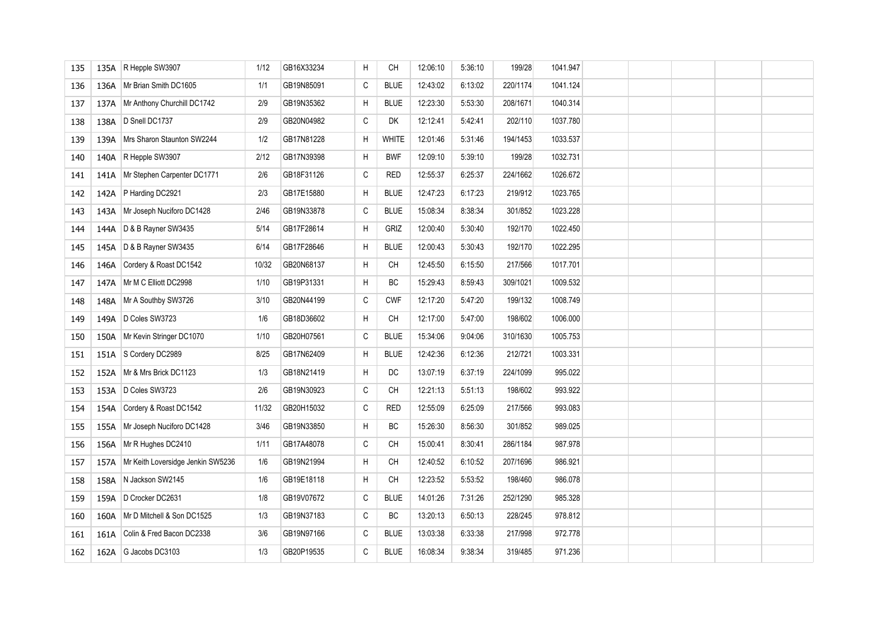| | | | | | | | | | | | | | | | |
|---|---|---|---|---|---|---|---|---|---|---|---|---|---|---|---|
| 135 | 135A | R Hepple SW3907 | 1/12 | GB16X33234 | H | CH | 12:06:10 | 5:36:10 | 199/28 | 1041.947 | | | | | |
| 136 | 136A | Mr Brian Smith DC1605 | 1/1 | GB19N85091 | C | BLUE | 12:43:02 | 6:13:02 | 220/1174 | 1041.124 | | | | | |
| 137 | 137A | Mr Anthony Churchill DC1742 | 2/9 | GB19N35362 | H | BLUE | 12:23:30 | 5:53:30 | 208/1671 | 1040.314 | | | | | |
| 138 | 138A | D Snell DC1737 | 2/9 | GB20N04982 | C | DK | 12:12:41 | 5:42:41 | 202/110 | 1037.780 | | | | | |
| 139 | 139A | Mrs Sharon Staunton SW2244 | 1/2 | GB17N81228 | H | WHITE | 12:01:46 | 5:31:46 | 194/1453 | 1033.537 | | | | | |
| 140 | 140A | R Hepple SW3907 | 2/12 | GB17N39398 | H | BWF | 12:09:10 | 5:39:10 | 199/28 | 1032.731 | | | | | |
| 141 | 141A | Mr Stephen Carpenter DC1771 | 2/6 | GB18F31126 | C | RED | 12:55:37 | 6:25:37 | 224/1662 | 1026.672 | | | | | |
| 142 | 142A | P Harding DC2921 | 2/3 | GB17E15880 | H | BLUE | 12:47:23 | 6:17:23 | 219/912 | 1023.765 | | | | | |
| 143 | 143A | Mr Joseph Nuciforo DC1428 | 2/46 | GB19N33878 | C | BLUE | 15:08:34 | 8:38:34 | 301/852 | 1023.228 | | | | | |
| 144 | 144A | D & B Rayner SW3435 | 5/14 | GB17F28614 | H | GRIZ | 12:00:40 | 5:30:40 | 192/170 | 1022.450 | | | | | |
| 145 | 145A | D & B Rayner SW3435 | 6/14 | GB17F28646 | H | BLUE | 12:00:43 | 5:30:43 | 192/170 | 1022.295 | | | | | |
| 146 | 146A | Cordery & Roast DC1542 | 10/32 | GB20N68137 | H | CH | 12:45:50 | 6:15:50 | 217/566 | 1017.701 | | | | | |
| 147 | 147A | Mr M C Elliott DC2998 | 1/10 | GB19P31331 | H | BC | 15:29:43 | 8:59:43 | 309/1021 | 1009.532 | | | | | |
| 148 | 148A | Mr A Southby SW3726 | 3/10 | GB20N44199 | C | CWF | 12:17:20 | 5:47:20 | 199/132 | 1008.749 | | | | | |
| 149 | 149A | D Coles SW3723 | 1/6 | GB18D36602 | H | CH | 12:17:00 | 5:47:00 | 198/602 | 1006.000 | | | | | |
| 150 | 150A | Mr Kevin Stringer DC1070 | 1/10 | GB20H07561 | C | BLUE | 15:34:06 | 9:04:06 | 310/1630 | 1005.753 | | | | | |
| 151 | 151A | S Cordery DC2989 | 8/25 | GB17N62409 | H | BLUE | 12:42:36 | 6:12:36 | 212/721 | 1003.331 | | | | | |
| 152 | 152A | Mr & Mrs Brick DC1123 | 1/3 | GB18N21419 | H | DC | 13:07:19 | 6:37:19 | 224/1099 | 995.022 | | | | | |
| 153 | 153A | D Coles SW3723 | 2/6 | GB19N30923 | C | CH | 12:21:13 | 5:51:13 | 198/602 | 993.922 | | | | | |
| 154 | 154A | Cordery & Roast DC1542 | 11/32 | GB20H15032 | C | RED | 12:55:09 | 6:25:09 | 217/566 | 993.083 | | | | | |
| 155 | 155A | Mr Joseph Nuciforo DC1428 | 3/46 | GB19N33850 | H | BC | 15:26:30 | 8:56:30 | 301/852 | 989.025 | | | | | |
| 156 | 156A | Mr R Hughes DC2410 | 1/11 | GB17A48078 | C | CH | 15:00:41 | 8:30:41 | 286/1184 | 987.978 | | | | | |
| 157 | 157A | Mr Keith Loversidge Jenkin SW5236 | 1/6 | GB19N21994 | H | CH | 12:40:52 | 6:10:52 | 207/1696 | 986.921 | | | | | |
| 158 | 158A | N Jackson SW2145 | 1/6 | GB19E18118 | H | CH | 12:23:52 | 5:53:52 | 198/460 | 986.078 | | | | | |
| 159 | 159A | D Crocker DC2631 | 1/8 | GB19V07672 | C | BLUE | 14:01:26 | 7:31:26 | 252/1290 | 985.328 | | | | | |
| 160 | 160A | Mr D Mitchell & Son DC1525 | 1/3 | GB19N37183 | C | BC | 13:20:13 | 6:50:13 | 228/245 | 978.812 | | | | | |
| 161 | 161A | Colin & Fred Bacon DC2338 | 3/6 | GB19N97166 | C | BLUE | 13:03:38 | 6:33:38 | 217/998 | 972.778 | | | | | |
| 162 | 162A | G Jacobs DC3103 | 1/3 | GB20P19535 | C | BLUE | 16:08:34 | 9:38:34 | 319/485 | 971.236 | | | | | |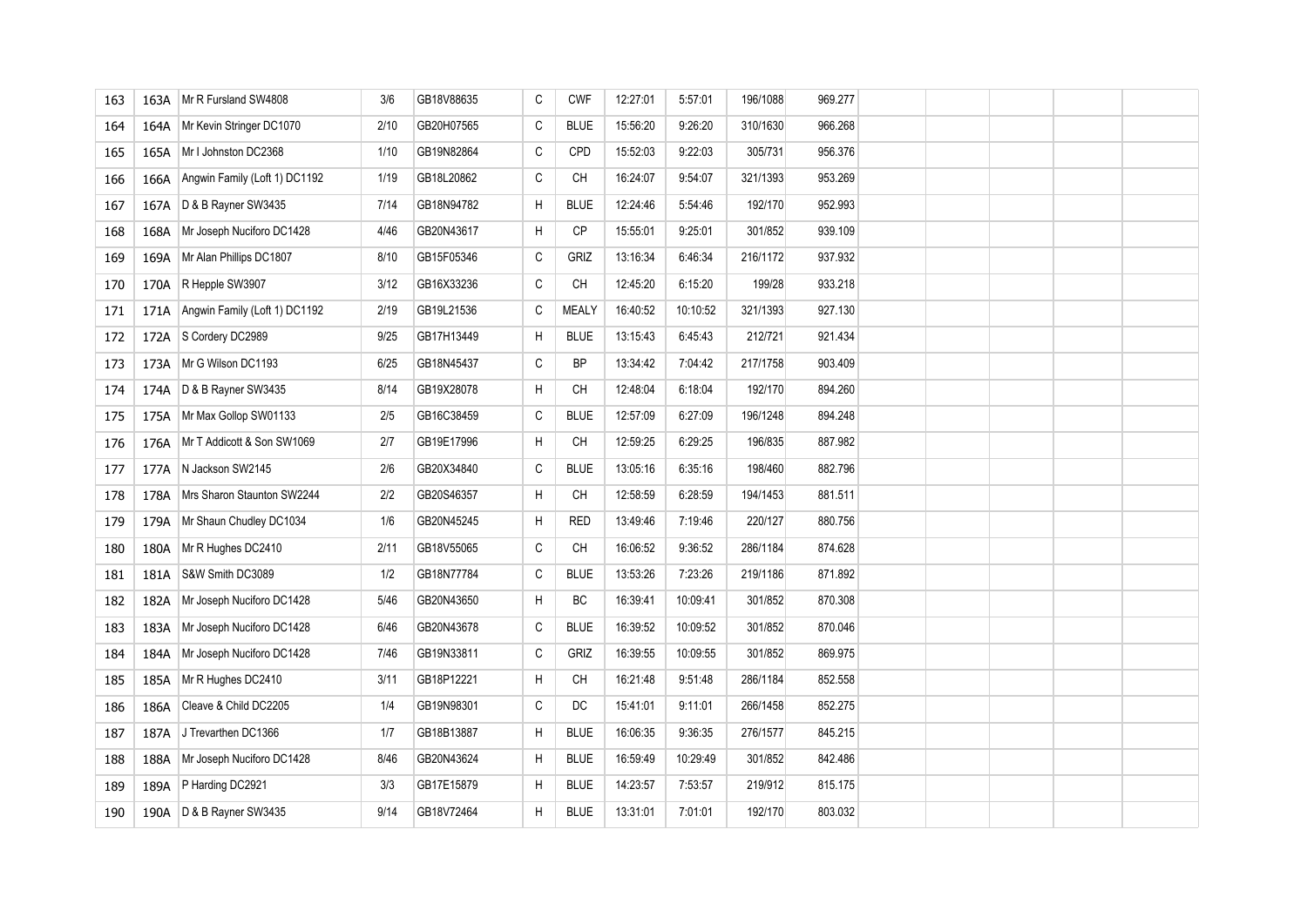| | | | | | | | | | | | | | | | |
|---|---|---|---|---|---|---|---|---|---|---|---|---|---|---|---|
| 163 | 163A | Mr R Fursland SW4808 | 3/6 | GB18V88635 | C | CWF | 12:27:01 | 5:57:01 | 196/1088 | 969.277 | | | | | |
| 164 | 164A | Mr Kevin Stringer DC1070 | 2/10 | GB20H07565 | C | BLUE | 15:56:20 | 9:26:20 | 310/1630 | 966.268 | | | | | |
| 165 | 165A | Mr I Johnston DC2368 | 1/10 | GB19N82864 | C | CPD | 15:52:03 | 9:22:03 | 305/731 | 956.376 | | | | | |
| 166 | 166A | Angwin Family (Loft 1) DC1192 | 1/19 | GB18L20862 | C | CH | 16:24:07 | 9:54:07 | 321/1393 | 953.269 | | | | | |
| 167 | 167A | D & B Rayner SW3435 | 7/14 | GB18N94782 | H | BLUE | 12:24:46 | 5:54:46 | 192/170 | 952.993 | | | | | |
| 168 | 168A | Mr Joseph Nuciforo DC1428 | 4/46 | GB20N43617 | H | CP | 15:55:01 | 9:25:01 | 301/852 | 939.109 | | | | | |
| 169 | 169A | Mr Alan Phillips DC1807 | 8/10 | GB15F05346 | C | GRIZ | 13:16:34 | 6:46:34 | 216/1172 | 937.932 | | | | | |
| 170 | 170A | R Hepple SW3907 | 3/12 | GB16X33236 | C | CH | 12:45:20 | 6:15:20 | 199/28 | 933.218 | | | | | |
| 171 | 171A | Angwin Family (Loft 1) DC1192 | 2/19 | GB19L21536 | C | MEALY | 16:40:52 | 10:10:52 | 321/1393 | 927.130 | | | | | |
| 172 | 172A | S Cordery DC2989 | 9/25 | GB17H13449 | H | BLUE | 13:15:43 | 6:45:43 | 212/721 | 921.434 | | | | | |
| 173 | 173A | Mr G Wilson DC1193 | 6/25 | GB18N45437 | C | BP | 13:34:42 | 7:04:42 | 217/1758 | 903.409 | | | | | |
| 174 | 174A | D & B Rayner SW3435 | 8/14 | GB19X28078 | H | CH | 12:48:04 | 6:18:04 | 192/170 | 894.260 | | | | | |
| 175 | 175A | Mr Max Gollop SW01133 | 2/5 | GB16C38459 | C | BLUE | 12:57:09 | 6:27:09 | 196/1248 | 894.248 | | | | | |
| 176 | 176A | Mr T Addicott & Son SW1069 | 2/7 | GB19E17996 | H | CH | 12:59:25 | 6:29:25 | 196/835 | 887.982 | | | | | |
| 177 | 177A | N Jackson SW2145 | 2/6 | GB20X34840 | C | BLUE | 13:05:16 | 6:35:16 | 198/460 | 882.796 | | | | | |
| 178 | 178A | Mrs Sharon Staunton SW2244 | 2/2 | GB20S46357 | H | CH | 12:58:59 | 6:28:59 | 194/1453 | 881.511 | | | | | |
| 179 | 179A | Mr Shaun Chudley DC1034 | 1/6 | GB20N45245 | H | RED | 13:49:46 | 7:19:46 | 220/127 | 880.756 | | | | | |
| 180 | 180A | Mr R Hughes DC2410 | 2/11 | GB18V55065 | C | CH | 16:06:52 | 9:36:52 | 286/1184 | 874.628 | | | | | |
| 181 | 181A | S&W Smith DC3089 | 1/2 | GB18N77784 | C | BLUE | 13:53:26 | 7:23:26 | 219/1186 | 871.892 | | | | | |
| 182 | 182A | Mr Joseph Nuciforo DC1428 | 5/46 | GB20N43650 | H | BC | 16:39:41 | 10:09:41 | 301/852 | 870.308 | | | | | |
| 183 | 183A | Mr Joseph Nuciforo DC1428 | 6/46 | GB20N43678 | C | BLUE | 16:39:52 | 10:09:52 | 301/852 | 870.046 | | | | | |
| 184 | 184A | Mr Joseph Nuciforo DC1428 | 7/46 | GB19N33811 | C | GRIZ | 16:39:55 | 10:09:55 | 301/852 | 869.975 | | | | | |
| 185 | 185A | Mr R Hughes DC2410 | 3/11 | GB18P12221 | H | CH | 16:21:48 | 9:51:48 | 286/1184 | 852.558 | | | | | |
| 186 | 186A | Cleave & Child DC2205 | 1/4 | GB19N98301 | C | DC | 15:41:01 | 9:11:01 | 266/1458 | 852.275 | | | | | |
| 187 | 187A | J Trevarthen DC1366 | 1/7 | GB18B13887 | H | BLUE | 16:06:35 | 9:36:35 | 276/1577 | 845.215 | | | | | |
| 188 | 188A | Mr Joseph Nuciforo DC1428 | 8/46 | GB20N43624 | H | BLUE | 16:59:49 | 10:29:49 | 301/852 | 842.486 | | | | | |
| 189 | 189A | P Harding DC2921 | 3/3 | GB17E15879 | H | BLUE | 14:23:57 | 7:53:57 | 219/912 | 815.175 | | | | | |
| 190 | 190A | D & B Rayner SW3435 | 9/14 | GB18V72464 | H | BLUE | 13:31:01 | 7:01:01 | 192/170 | 803.032 | | | | | |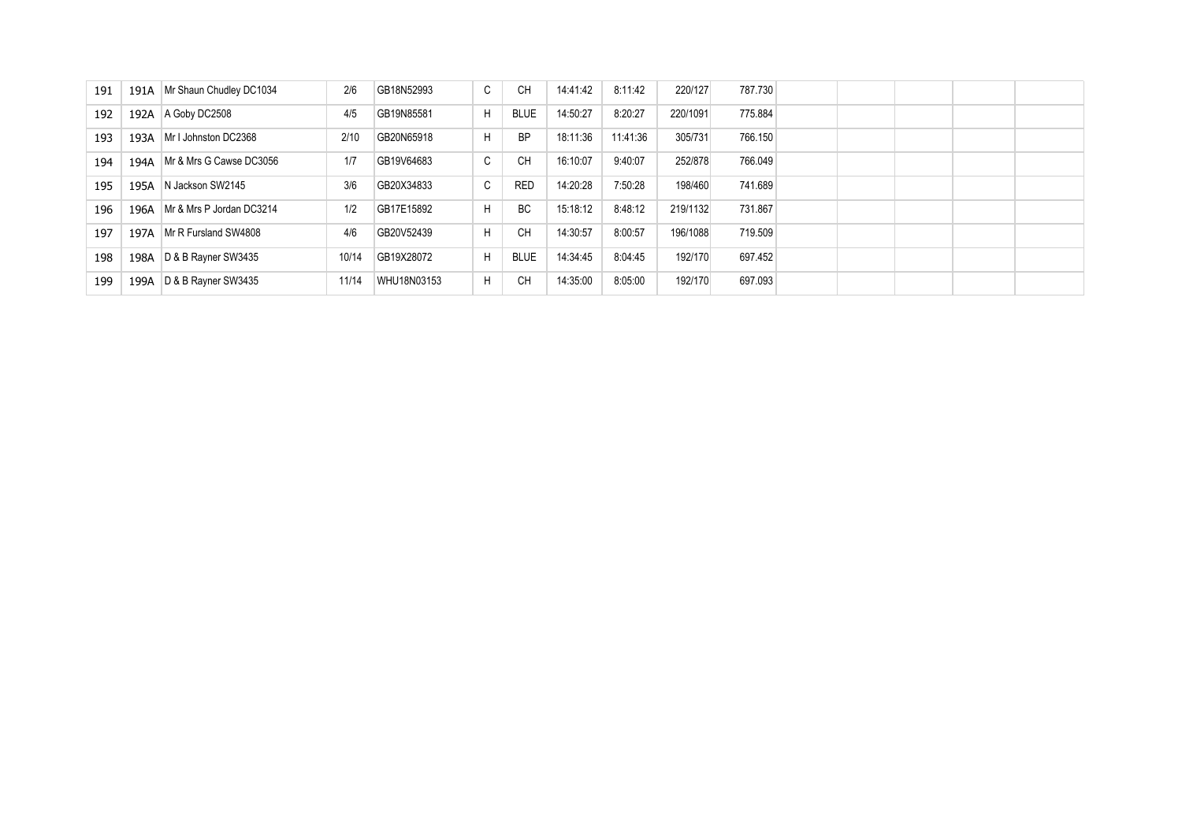| | | | | | | | | | | | | | | | |
|---|---|---|---|---|---|---|---|---|---|---|---|---|---|---|---|
| 191 | 191A | Mr Shaun Chudley DC1034 | 2/6 | GB18N52993 | C | CH | 14:41:42 | 8:11:42 | 220/127 | 787.730 | | | | | |
| 192 | 192A | A Goby DC2508 | 4/5 | GB19N85581 | H | BLUE | 14:50:27 | 8:20:27 | 220/1091 | 775.884 | | | | | |
| 193 | 193A | Mr I Johnston DC2368 | 2/10 | GB20N65918 | H | BP | 18:11:36 | 11:41:36 | 305/731 | 766.150 | | | | | |
| 194 | 194A | Mr & Mrs G Cawse DC3056 | 1/7 | GB19V64683 | C | CH | 16:10:07 | 9:40:07 | 252/878 | 766.049 | | | | | |
| 195 | 195A | N Jackson SW2145 | 3/6 | GB20X34833 | C | RED | 14:20:28 | 7:50:28 | 198/460 | 741.689 | | | | | |
| 196 | 196A | Mr & Mrs P Jordan DC3214 | 1/2 | GB17E15892 | H | BC | 15:18:12 | 8:48:12 | 219/1132 | 731.867 | | | | | |
| 197 | 197A | Mr R Fursland SW4808 | 4/6 | GB20V52439 | H | CH | 14:30:57 | 8:00:57 | 196/1088 | 719.509 | | | | | |
| 198 | 198A | D & B Rayner SW3435 | 10/14 | GB19X28072 | H | BLUE | 14:34:45 | 8:04:45 | 192/170 | 697.452 | | | | | |
| 199 | 199A | D & B Rayner SW3435 | 11/14 | WHU18N03153 | H | CH | 14:35:00 | 8:05:00 | 192/170 | 697.093 | | | | | |